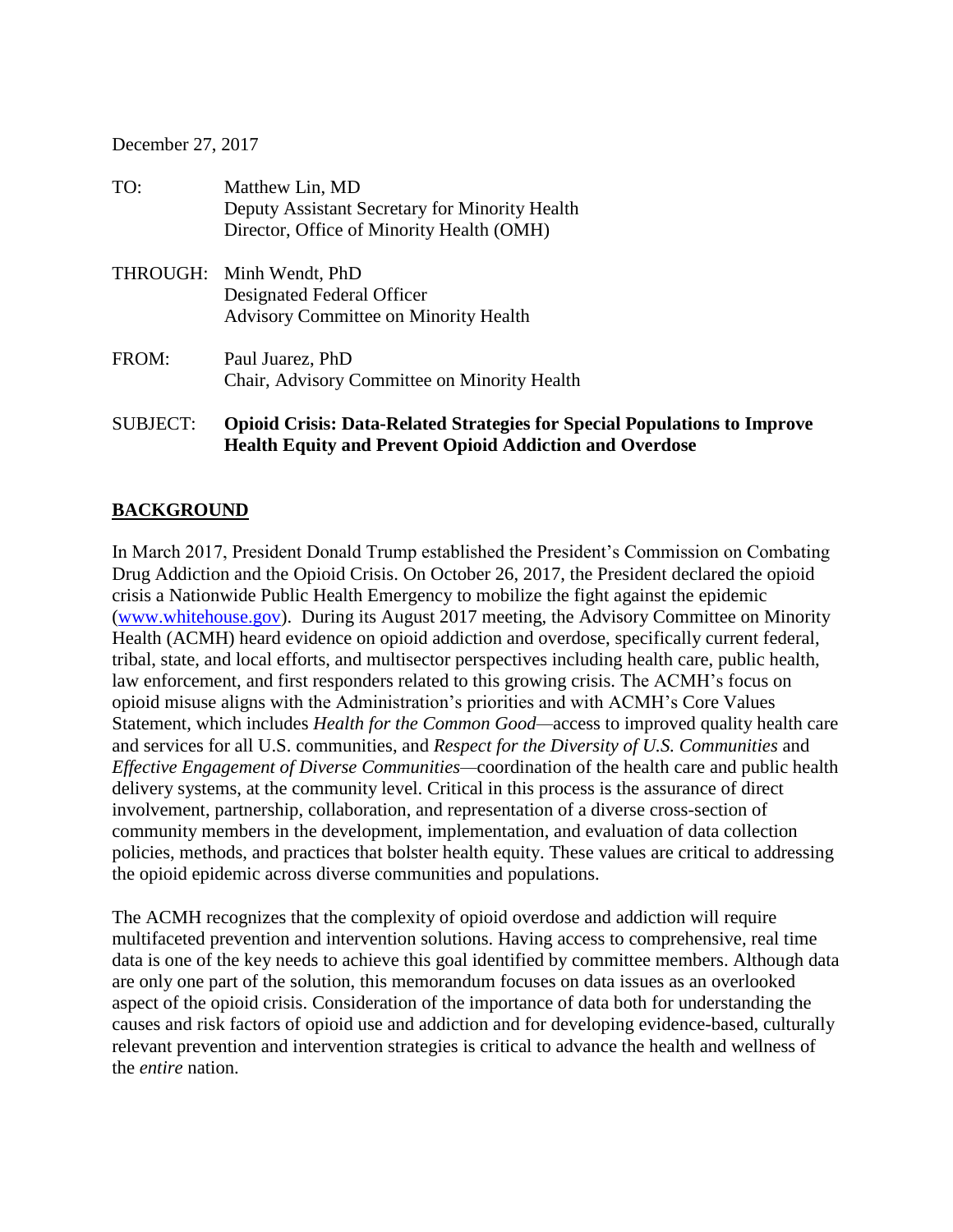December 27, 2017

TO: Matthew Lin, MD
Deputy Assistant Secretary for Minority Health
Director, Office of Minority Health (OMH)

THROUGH: Minh Wendt, PhD
Designated Federal Officer
Advisory Committee on Minority Health

FROM: Paul Juarez, PhD
Chair, Advisory Committee on Minority Health

SUBJECT: **Opioid Crisis: Data-Related Strategies for Special Populations to Improve Health Equity and Prevent Opioid Addiction and Overdose**

## BACKGROUND

In March 2017, President Donald Trump established the President's Commission on Combating Drug Addiction and the Opioid Crisis. On October 26, 2017, the President declared the opioid crisis a Nationwide Public Health Emergency to mobilize the fight against the epidemic (www.whitehouse.gov). During its August 2017 meeting, the Advisory Committee on Minority Health (ACMH) heard evidence on opioid addiction and overdose, specifically current federal, tribal, state, and local efforts, and multisector perspectives including health care, public health, law enforcement, and first responders related to this growing crisis. The ACMH's focus on opioid misuse aligns with the Administration's priorities and with ACMH's Core Values Statement, which includes *Health for the Common Good*—access to improved quality health care and services for all U.S. communities, and *Respect for the Diversity of U.S. Communities* and *Effective Engagement of Diverse Communities*—coordination of the health care and public health delivery systems, at the community level. Critical in this process is the assurance of direct involvement, partnership, collaboration, and representation of a diverse cross-section of community members in the development, implementation, and evaluation of data collection policies, methods, and practices that bolster health equity. These values are critical to addressing the opioid epidemic across diverse communities and populations.

The ACMH recognizes that the complexity of opioid overdose and addiction will require multifaceted prevention and intervention solutions. Having access to comprehensive, real time data is one of the key needs to achieve this goal identified by committee members. Although data are only one part of the solution, this memorandum focuses on data issues as an overlooked aspect of the opioid crisis. Consideration of the importance of data both for understanding the causes and risk factors of opioid use and addiction and for developing evidence-based, culturally relevant prevention and intervention strategies is critical to advance the health and wellness of the *entire* nation.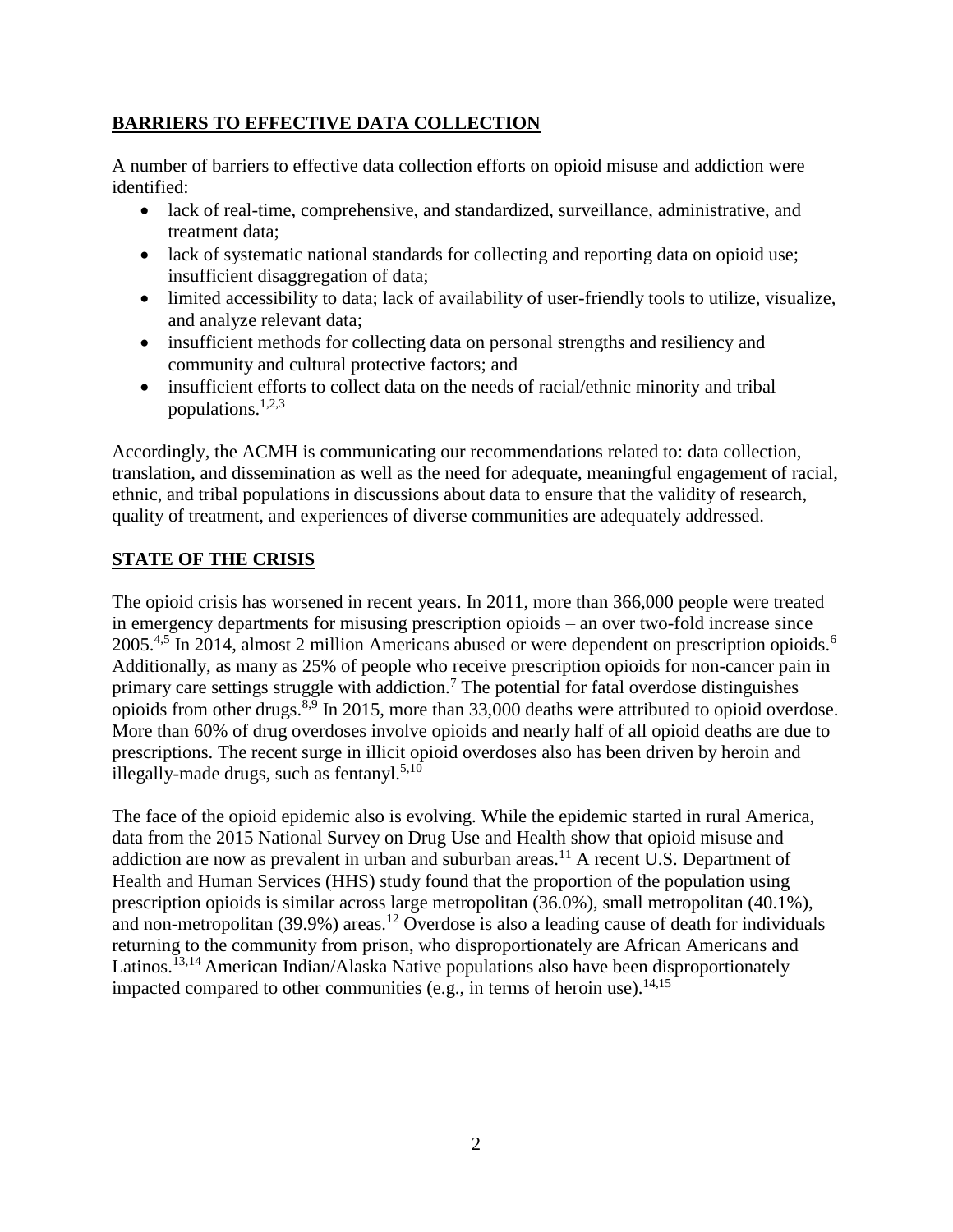## BARRIERS TO EFFECTIVE DATA COLLECTION

A number of barriers to effective data collection efforts on opioid misuse and addiction were identified:

- lack of real-time, comprehensive, and standardized, surveillance, administrative, and treatment data;
- lack of systematic national standards for collecting and reporting data on opioid use; insufficient disaggregation of data;
- limited accessibility to data; lack of availability of user-friendly tools to utilize, visualize, and analyze relevant data;
- insufficient methods for collecting data on personal strengths and resiliency and community and cultural protective factors; and
- insufficient efforts to collect data on the needs of racial/ethnic minority and tribal populations.[1,2,3]

Accordingly, the ACMH is communicating our recommendations related to: data collection, translation, and dissemination as well as the need for adequate, meaningful engagement of racial, ethnic, and tribal populations in discussions about data to ensure that the validity of research, quality of treatment, and experiences of diverse communities are adequately addressed.

## STATE OF THE CRISIS

The opioid crisis has worsened in recent years. In 2011, more than 366,000 people were treated in emergency departments for misusing prescription opioids – an over two-fold increase since 2005.[4,5] In 2014, almost 2 million Americans abused or were dependent on prescription opioids.[6] Additionally, as many as 25% of people who receive prescription opioids for non-cancer pain in primary care settings struggle with addiction.[7] The potential for fatal overdose distinguishes opioids from other drugs.[8,9] In 2015, more than 33,000 deaths were attributed to opioid overdose. More than 60% of drug overdoses involve opioids and nearly half of all opioid deaths are due to prescriptions. The recent surge in illicit opioid overdoses also has been driven by heroin and illegally-made drugs, such as fentanyl.[5,10]

The face of the opioid epidemic also is evolving. While the epidemic started in rural America, data from the 2015 National Survey on Drug Use and Health show that opioid misuse and addiction are now as prevalent in urban and suburban areas.[11] A recent U.S. Department of Health and Human Services (HHS) study found that the proportion of the population using prescription opioids is similar across large metropolitan (36.0%), small metropolitan (40.1%), and non-metropolitan (39.9%) areas.[12] Overdose is also a leading cause of death for individuals returning to the community from prison, who disproportionately are African Americans and Latinos.[13,14] American Indian/Alaska Native populations also have been disproportionately impacted compared to other communities (e.g., in terms of heroin use).[14,15]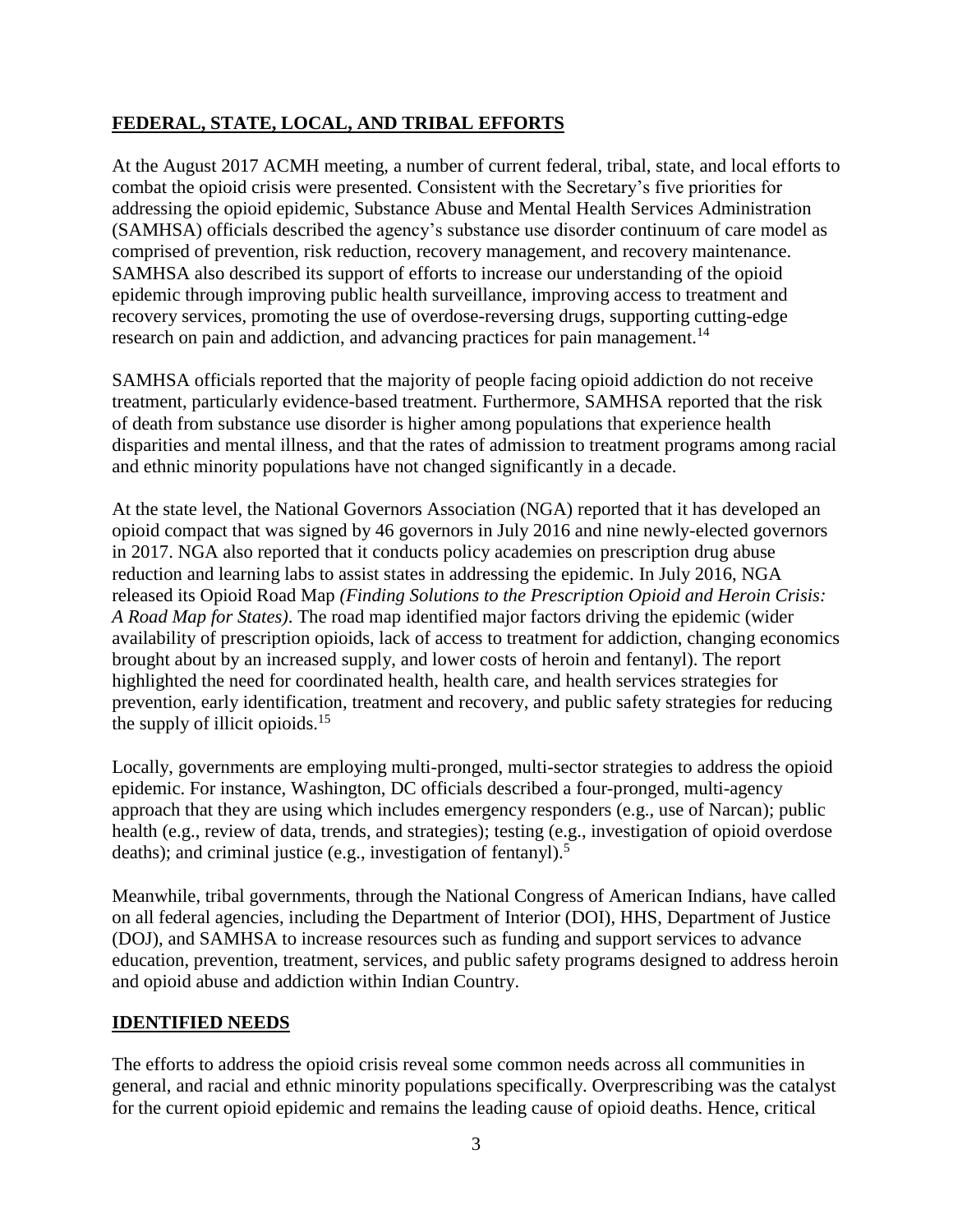## FEDERAL, STATE, LOCAL, AND TRIBAL EFFORTS

At the August 2017 ACMH meeting, a number of current federal, tribal, state, and local efforts to combat the opioid crisis were presented. Consistent with the Secretary's five priorities for addressing the opioid epidemic, Substance Abuse and Mental Health Services Administration (SAMHSA) officials described the agency's substance use disorder continuum of care model as comprised of prevention, risk reduction, recovery management, and recovery maintenance. SAMHSA also described its support of efforts to increase our understanding of the opioid epidemic through improving public health surveillance, improving access to treatment and recovery services, promoting the use of overdose-reversing drugs, supporting cutting-edge research on pain and addiction, and advancing practices for pain management.[14]

SAMHSA officials reported that the majority of people facing opioid addiction do not receive treatment, particularly evidence-based treatment. Furthermore, SAMHSA reported that the risk of death from substance use disorder is higher among populations that experience health disparities and mental illness, and that the rates of admission to treatment programs among racial and ethnic minority populations have not changed significantly in a decade.

At the state level, the National Governors Association (NGA) reported that it has developed an opioid compact that was signed by 46 governors in July 2016 and nine newly-elected governors in 2017. NGA also reported that it conducts policy academies on prescription drug abuse reduction and learning labs to assist states in addressing the epidemic. In July 2016, NGA released its Opioid Road Map *(Finding Solutions to the Prescription Opioid and Heroin Crisis: A Road Map for States)*. The road map identified major factors driving the epidemic (wider availability of prescription opioids, lack of access to treatment for addiction, changing economics brought about by an increased supply, and lower costs of heroin and fentanyl). The report highlighted the need for coordinated health, health care, and health services strategies for prevention, early identification, treatment and recovery, and public safety strategies for reducing the supply of illicit opioids.[15]

Locally, governments are employing multi-pronged, multi-sector strategies to address the opioid epidemic. For instance, Washington, DC officials described a four-pronged, multi-agency approach that they are using which includes emergency responders (e.g., use of Narcan); public health (e.g., review of data, trends, and strategies); testing (e.g., investigation of opioid overdose deaths); and criminal justice (e.g., investigation of fentanyl).[5]

Meanwhile, tribal governments, through the National Congress of American Indians, have called on all federal agencies, including the Department of Interior (DOI), HHS, Department of Justice (DOJ), and SAMHSA to increase resources such as funding and support services to advance education, prevention, treatment, services, and public safety programs designed to address heroin and opioid abuse and addiction within Indian Country.

## IDENTIFIED NEEDS

The efforts to address the opioid crisis reveal some common needs across all communities in general, and racial and ethnic minority populations specifically. Overprescribing was the catalyst for the current opioid epidemic and remains the leading cause of opioid deaths. Hence, critical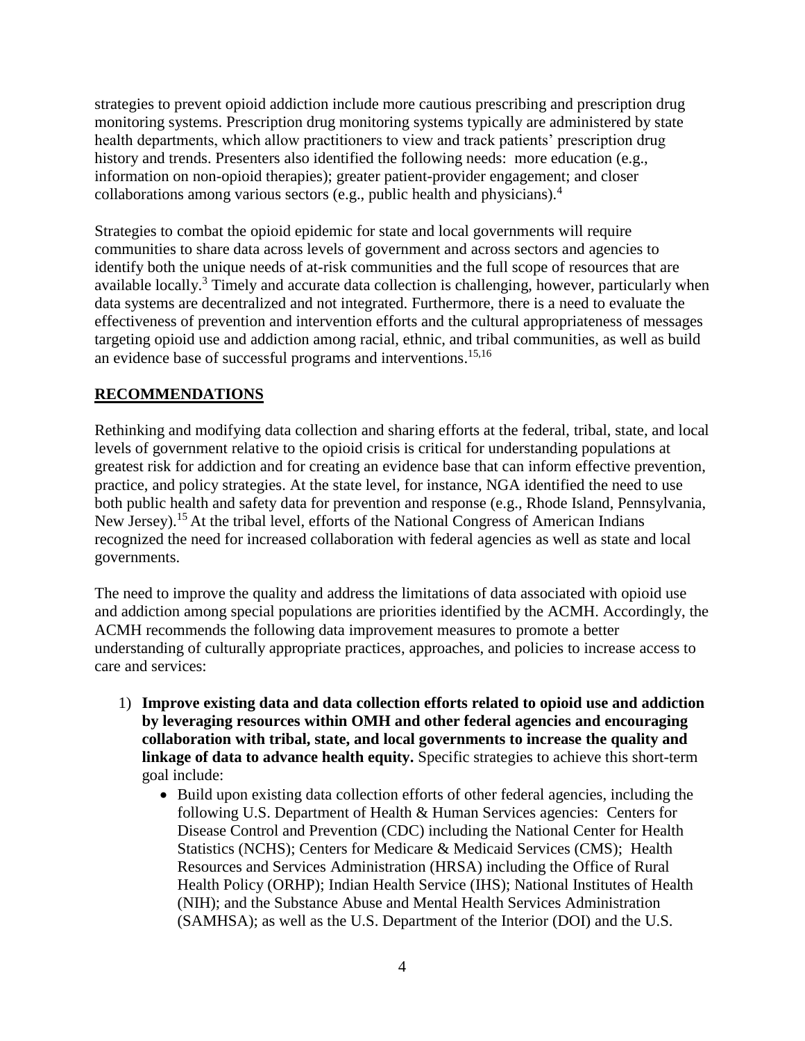strategies to prevent opioid addiction include more cautious prescribing and prescription drug monitoring systems. Prescription drug monitoring systems typically are administered by state health departments, which allow practitioners to view and track patients' prescription drug history and trends. Presenters also identified the following needs: more education (e.g., information on non-opioid therapies); greater patient-provider engagement; and closer collaborations among various sectors (e.g., public health and physicians).[4]

Strategies to combat the opioid epidemic for state and local governments will require communities to share data across levels of government and across sectors and agencies to identify both the unique needs of at-risk communities and the full scope of resources that are available locally.[3] Timely and accurate data collection is challenging, however, particularly when data systems are decentralized and not integrated. Furthermore, there is a need to evaluate the effectiveness of prevention and intervention efforts and the cultural appropriateness of messages targeting opioid use and addiction among racial, ethnic, and tribal communities, as well as build an evidence base of successful programs and interventions.[15,16]

## RECOMMENDATIONS

Rethinking and modifying data collection and sharing efforts at the federal, tribal, state, and local levels of government relative to the opioid crisis is critical for understanding populations at greatest risk for addiction and for creating an evidence base that can inform effective prevention, practice, and policy strategies. At the state level, for instance, NGA identified the need to use both public health and safety data for prevention and response (e.g., Rhode Island, Pennsylvania, New Jersey).[15] At the tribal level, efforts of the National Congress of American Indians recognized the need for increased collaboration with federal agencies as well as state and local governments.

The need to improve the quality and address the limitations of data associated with opioid use and addiction among special populations are priorities identified by the ACMH. Accordingly, the ACMH recommends the following data improvement measures to promote a better understanding of culturally appropriate practices, approaches, and policies to increase access to care and services:

1) **Improve existing data and data collection efforts related to opioid use and addiction by leveraging resources within OMH and other federal agencies and encouraging collaboration with tribal, state, and local governments to increase the quality and linkage of data to advance health equity.** Specific strategies to achieve this short-term goal include:
   - Build upon existing data collection efforts of other federal agencies, including the following U.S. Department of Health & Human Services agencies: Centers for Disease Control and Prevention (CDC) including the National Center for Health Statistics (NCHS); Centers for Medicare & Medicaid Services (CMS); Health Resources and Services Administration (HRSA) including the Office of Rural Health Policy (ORHP); Indian Health Service (IHS); National Institutes of Health (NIH); and the Substance Abuse and Mental Health Services Administration (SAMHSA); as well as the U.S. Department of the Interior (DOI) and the U.S.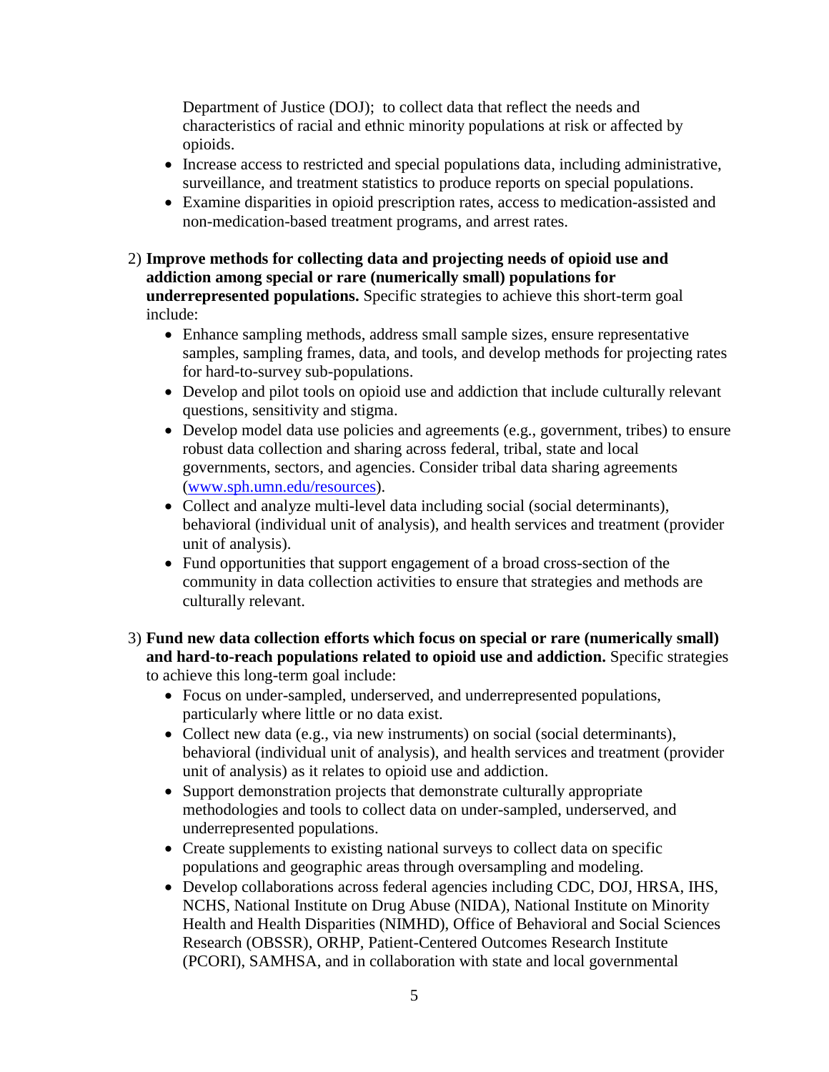Department of Justice (DOJ); to collect data that reflect the needs and characteristics of racial and ethnic minority populations at risk or affected by opioids.

- Increase access to restricted and special populations data, including administrative, surveillance, and treatment statistics to produce reports on special populations.
- Examine disparities in opioid prescription rates, access to medication-assisted and non-medication-based treatment programs, and arrest rates.

2) **Improve methods for collecting data and projecting needs of opioid use and addiction among special or rare (numerically small) populations for underrepresented populations.** Specific strategies to achieve this short-term goal include:
    - Enhance sampling methods, address small sample sizes, ensure representative samples, sampling frames, data, and tools, and develop methods for projecting rates for hard-to-survey sub-populations.
    - Develop and pilot tools on opioid use and addiction that include culturally relevant questions, sensitivity and stigma.
    - Develop model data use policies and agreements (e.g., government, tribes) to ensure robust data collection and sharing across federal, tribal, state and local governments, sectors, and agencies. Consider tribal data sharing agreements (www.sph.umn.edu/resources).
    - Collect and analyze multi-level data including social (social determinants), behavioral (individual unit of analysis), and health services and treatment (provider unit of analysis).
    - Fund opportunities that support engagement of a broad cross-section of the community in data collection activities to ensure that strategies and methods are culturally relevant.

3) **Fund new data collection efforts which focus on special or rare (numerically small) and hard-to-reach populations related to opioid use and addiction.** Specific strategies to achieve this long-term goal include:
    - Focus on under-sampled, underserved, and underrepresented populations, particularly where little or no data exist.
    - Collect new data (e.g., via new instruments) on social (social determinants), behavioral (individual unit of analysis), and health services and treatment (provider unit of analysis) as it relates to opioid use and addiction.
    - Support demonstration projects that demonstrate culturally appropriate methodologies and tools to collect data on under-sampled, underserved, and underrepresented populations.
    - Create supplements to existing national surveys to collect data on specific populations and geographic areas through oversampling and modeling.
    - Develop collaborations across federal agencies including CDC, DOJ, HRSA, IHS, NCHS, National Institute on Drug Abuse (NIDA), National Institute on Minority Health and Health Disparities (NIMHD), Office of Behavioral and Social Sciences Research (OBSSR), ORHP, Patient-Centered Outcomes Research Institute (PCORI), SAMHSA, and in collaboration with state and local governmental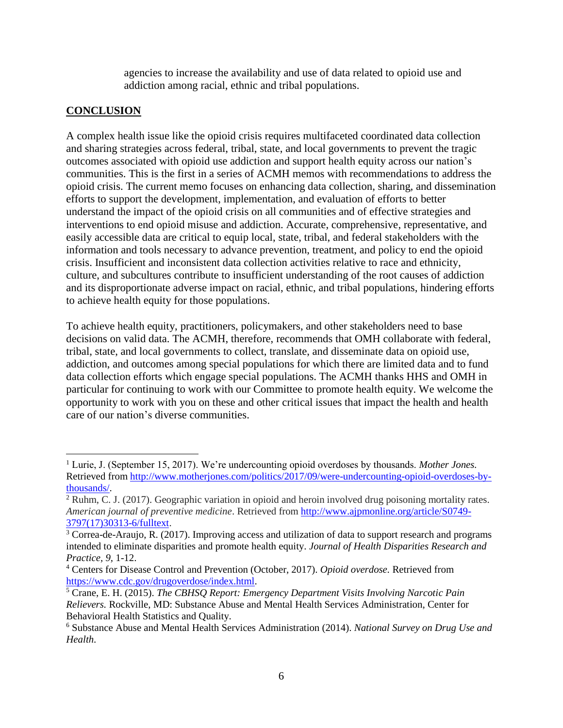agencies to increase the availability and use of data related to opioid use and addiction among racial, ethnic and tribal populations.

## CONCLUSION

A complex health issue like the opioid crisis requires multifaceted coordinated data collection and sharing strategies across federal, tribal, state, and local governments to prevent the tragic outcomes associated with opioid use addiction and support health equity across our nation's communities. This is the first in a series of ACMH memos with recommendations to address the opioid crisis. The current memo focuses on enhancing data collection, sharing, and dissemination efforts to support the development, implementation, and evaluation of efforts to better understand the impact of the opioid crisis on all communities and of effective strategies and interventions to end opioid misuse and addiction. Accurate, comprehensive, representative, and easily accessible data are critical to equip local, state, tribal, and federal stakeholders with the information and tools necessary to advance prevention, treatment, and policy to end the opioid crisis. Insufficient and inconsistent data collection activities relative to race and ethnicity, culture, and subcultures contribute to insufficient understanding of the root causes of addiction and its disproportionate adverse impact on racial, ethnic, and tribal populations, hindering efforts to achieve health equity for those populations.

To achieve health equity, practitioners, policymakers, and other stakeholders need to base decisions on valid data. The ACMH, therefore, recommends that OMH collaborate with federal, tribal, state, and local governments to collect, translate, and disseminate data on opioid use, addiction, and outcomes among special populations for which there are limited data and to fund data collection efforts which engage special populations. The ACMH thanks HHS and OMH in particular for continuing to work with our Committee to promote health equity. We welcome the opportunity to work with you on these and other critical issues that impact the health and health care of our nation's diverse communities.

---

[1] Lurie, J. (September 15, 2017). We're undercounting opioid overdoses by thousands. *Mother Jones.* Retrieved from http://www.motherjones.com/politics/2017/09/were-undercounting-opioid-overdoses-by-thousands/.

[2] Ruhm, C. J. (2017). Geographic variation in opioid and heroin involved drug poisoning mortality rates. *American journal of preventive medicine*. Retrieved from http://www.ajpmonline.org/article/S0749-3797(17)30313-6/fulltext.

[3] Correa-de-Araujo, R. (2017). Improving access and utilization of data to support research and programs intended to eliminate disparities and promote health equity. *Journal of Health Disparities Research and Practice, 9,* 1-12.

[4] Centers for Disease Control and Prevention (October, 2017). *Opioid overdose.* Retrieved from https://www.cdc.gov/drugoverdose/index.html.

[5] Crane, E. H. (2015). *The CBHSQ Report: Emergency Department Visits Involving Narcotic Pain Relievers.* Rockville, MD: Substance Abuse and Mental Health Services Administration, Center for Behavioral Health Statistics and Quality.

[6] Substance Abuse and Mental Health Services Administration (2014). *National Survey on Drug Use and Health.*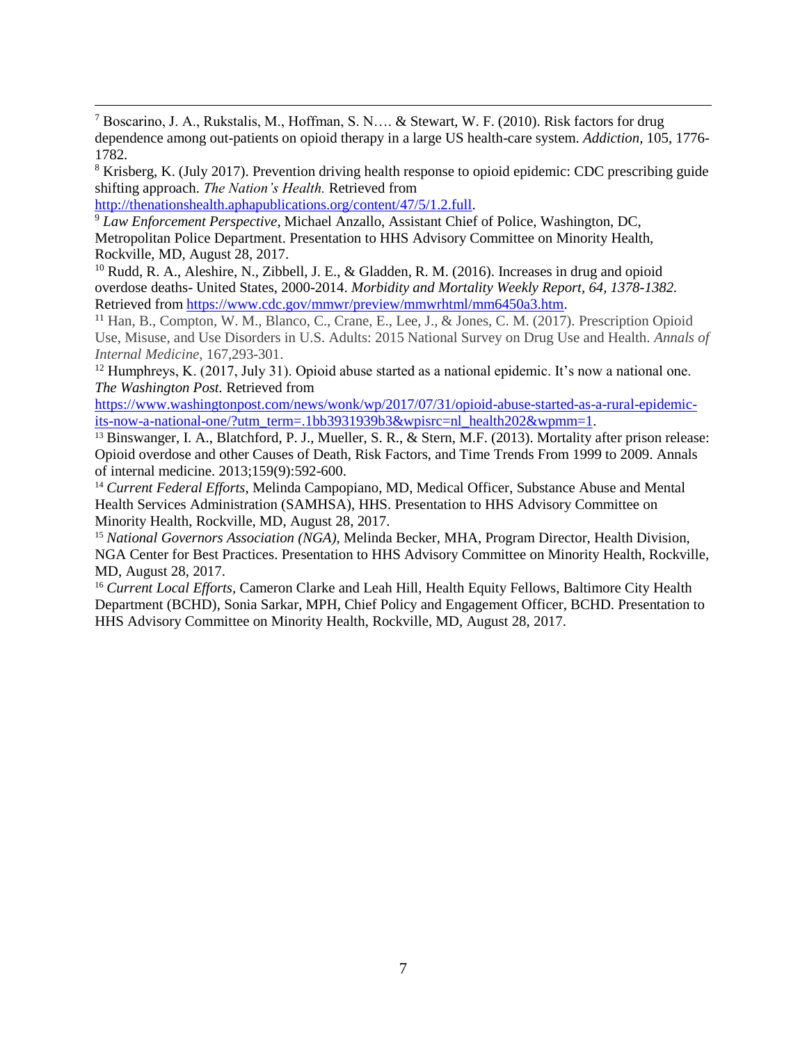[7] Boscarino, J. A., Rukstalis, M., Hoffman, S. N…. & Stewart, W. F. (2010). Risk factors for drug dependence among out-patients on opioid therapy in a large US health-care system. *Addiction,* 105, 1776-1782.

[8] Krisberg, K. (July 2017). Prevention driving health response to opioid epidemic: CDC prescribing guide shifting approach. *The Nation's Health.* Retrieved from http://thenationshealth.aphapublications.org/content/47/5/1.2.full.

[9] *Law Enforcement Perspective*, Michael Anzallo, Assistant Chief of Police, Washington, DC, Metropolitan Police Department. Presentation to HHS Advisory Committee on Minority Health, Rockville, MD, August 28, 2017.

[10] Rudd, R. A., Aleshire, N., Zibbell, J. E., & Gladden, R. M. (2016). Increases in drug and opioid overdose deaths- United States, 2000-2014. *Morbidity and Mortality Weekly Report, 64, 1378-1382.* Retrieved from https://www.cdc.gov/mmwr/preview/mmwrhtml/mm6450a3.htm.

[11] Han, B., Compton, W. M., Blanco, C., Crane, E., Lee, J., & Jones, C. M. (2017). Prescription Opioid Use, Misuse, and Use Disorders in U.S. Adults: 2015 National Survey on Drug Use and Health. *Annals of Internal Medicine*, 167,293-301.

[12] Humphreys, K. (2017, July 31). Opioid abuse started as a national epidemic. It's now a national one. *The Washington Post.* Retrieved from https://www.washingtonpost.com/news/wonk/wp/2017/07/31/opioid-abuse-started-as-a-rural-epidemic-its-now-a-national-one/?utm_term=.1bb3931939b3&wpisrc=nl_health202&wpmm=1.

[13] Binswanger, I. A., Blatchford, P. J., Mueller, S. R., & Stern, M.F. (2013). Mortality after prison release: Opioid overdose and other Causes of Death, Risk Factors, and Time Trends From 1999 to 2009. Annals of internal medicine. 2013;159(9):592-600.

[14] *Current Federal Efforts*, Melinda Campopiano, MD, Medical Officer, Substance Abuse and Mental Health Services Administration (SAMHSA), HHS. Presentation to HHS Advisory Committee on Minority Health, Rockville, MD, August 28, 2017.

[15] *National Governors Association (NGA),* Melinda Becker, MHA, Program Director, Health Division, NGA Center for Best Practices. Presentation to HHS Advisory Committee on Minority Health, Rockville, MD, August 28, 2017.

[16] *Current Local Efforts,* Cameron Clarke and Leah Hill, Health Equity Fellows, Baltimore City Health Department (BCHD), Sonia Sarkar, MPH, Chief Policy and Engagement Officer, BCHD. Presentation to HHS Advisory Committee on Minority Health, Rockville, MD, August 28, 2017.